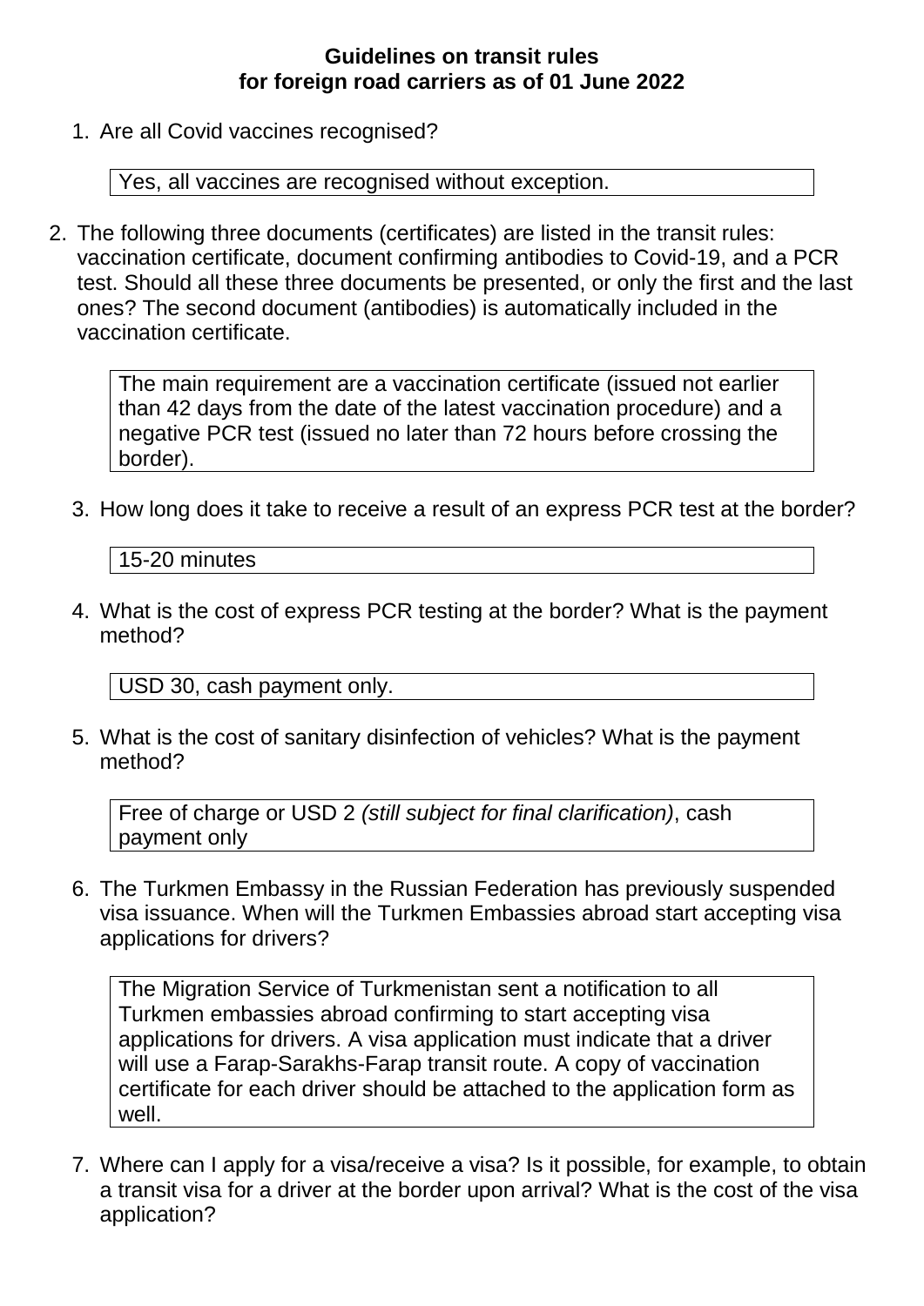**Guidelines on transit rules for foreign road carriers as of 01 June 2022**

1. Are all Covid vaccines recognised?

   Yes, all vaccines are recognised without exception.

2. The following three documents (certificates) are listed in the transit rules: vaccination certificate, document confirming antibodies to Covid-19, and a PCR test. Should all these three documents be presented, or only the first and the last ones? The second document (antibodies) is automatically included in the vaccination certificate.

   The main requirement are a vaccination certificate (issued not earlier than 42 days from the date of the latest vaccination procedure) and a negative PCR test (issued no later than 72 hours before crossing the border).

3. How long does it take to receive a result of an express PCR test at the border?

   15-20 minutes

4. What is the cost of express PCR testing at the border? What is the payment method?

   USD 30, cash payment only.

5. What is the cost of sanitary disinfection of vehicles? What is the payment method?

   Free of charge or USD 2 *(still subject for final clarification)*, cash payment only

6. The Turkmen Embassy in the Russian Federation has previously suspended visa issuance. When will the Turkmen Embassies abroad start accepting visa applications for drivers?

   The Migration Service of Turkmenistan sent a notification to all Turkmen embassies abroad confirming to start accepting visa applications for drivers. A visa application must indicate that a driver will use a Farap-Sarakhs-Farap transit route. A copy of vaccination certificate for each driver should be attached to the application form as well.

7. Where can I apply for a visa/receive a visa? Is it possible, for example, to obtain a transit visa for a driver at the border upon arrival? What is the cost of the visa application?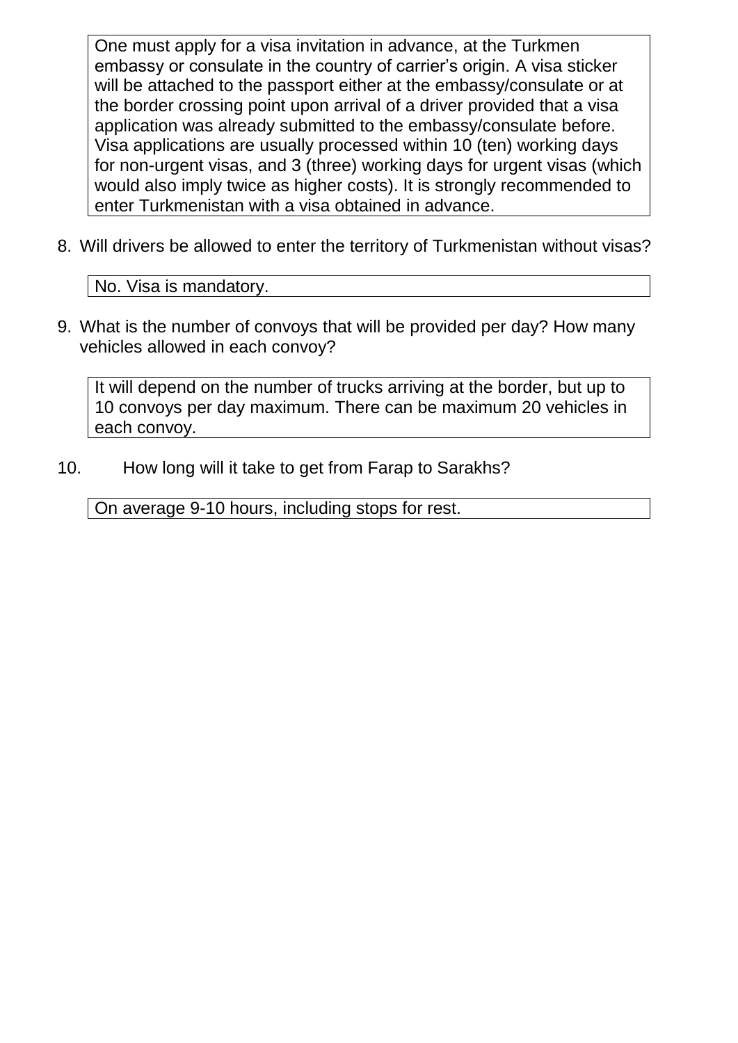One must apply for a visa invitation in advance, at the Turkmen embassy or consulate in the country of carrier's origin. A visa sticker will be attached to the passport either at the embassy/consulate or at the border crossing point upon arrival of a driver provided that a visa application was already submitted to the embassy/consulate before. Visa applications are usually processed within 10 (ten) working days for non-urgent visas, and 3 (three) working days for urgent visas (which would also imply twice as higher costs). It is strongly recommended to enter Turkmenistan with a visa obtained in advance.

8. Will drivers be allowed to enter the territory of Turkmenistan without visas?

   No. Visa is mandatory.

9. What is the number of convoys that will be provided per day? How many vehicles allowed in each convoy?

   It will depend on the number of trucks arriving at the border, but up to 10 convoys per day maximum. There can be maximum 20 vehicles in each convoy.

10. How long will it take to get from Farap to Sarakhs?

    On average 9-10 hours, including stops for rest.